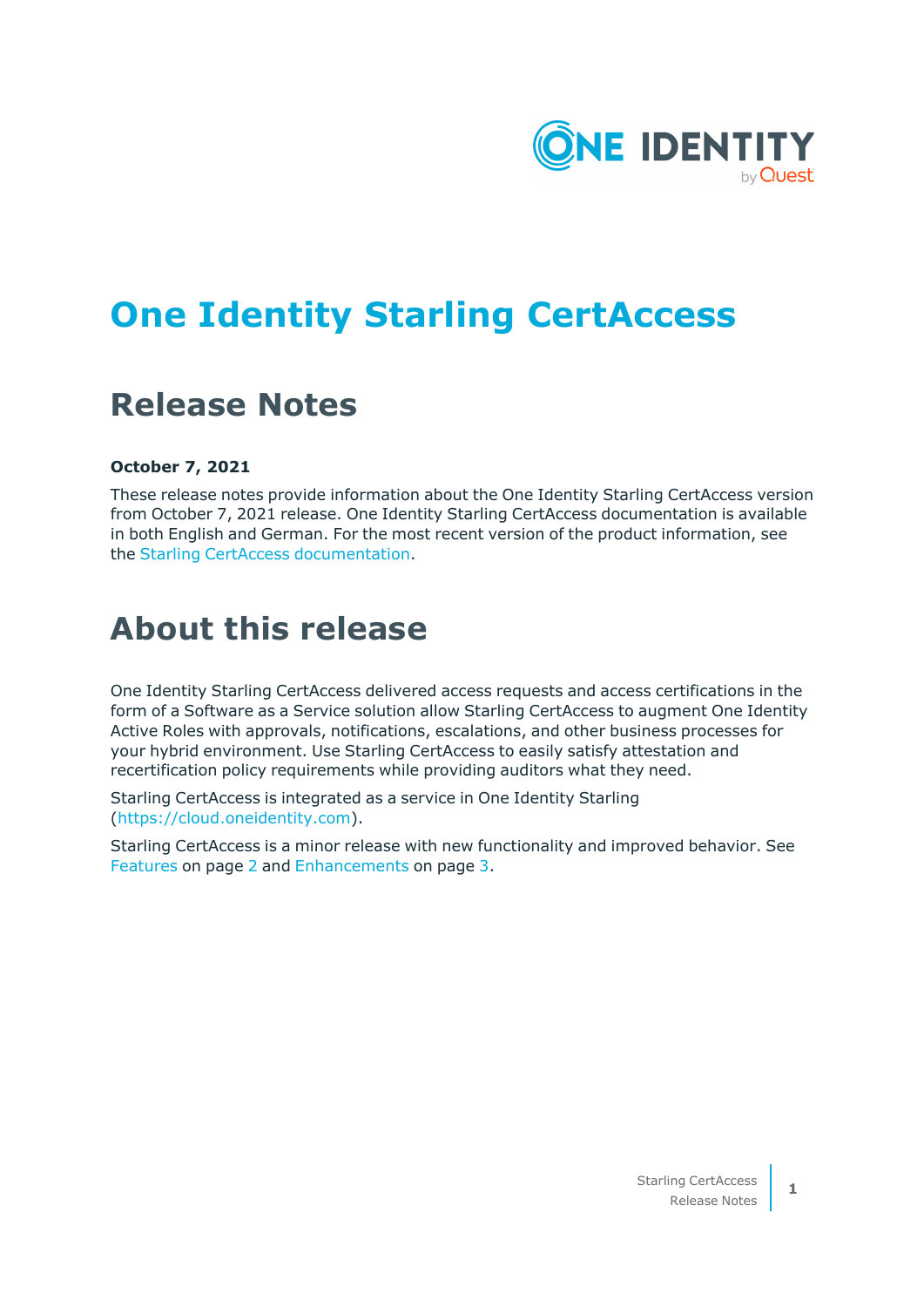# One Identity Starling CertAccess

## Release Notes

**October 7, 2021**

These release notes provide information about the One Identity Starling CertAccess version from October 7, 2021 release. One Identity Starling CertAccess documentation is available in both English and German. For the most recent version of the product information, see the Starling CertAccess documentation.

# About this release

One Identity Starling CertAccess delivered access requests and access certifications in the form of a Software as a Service solution allow Starling CertAccess to augment One Identity Active Roles with approvals, notifications, escalations, and other business processes for your hybrid environment. Use Starling CertAccess to easily satisfy attestation and recertification policy requirements while providing auditors what they need.

Starling CertAccess is integrated as a service in One Identity Starling (https://cloud.oneidentity.com).

Starling CertAccess is a minor release with new functionality and improved behavior. See Features on page 2 and Enhancements on page 3.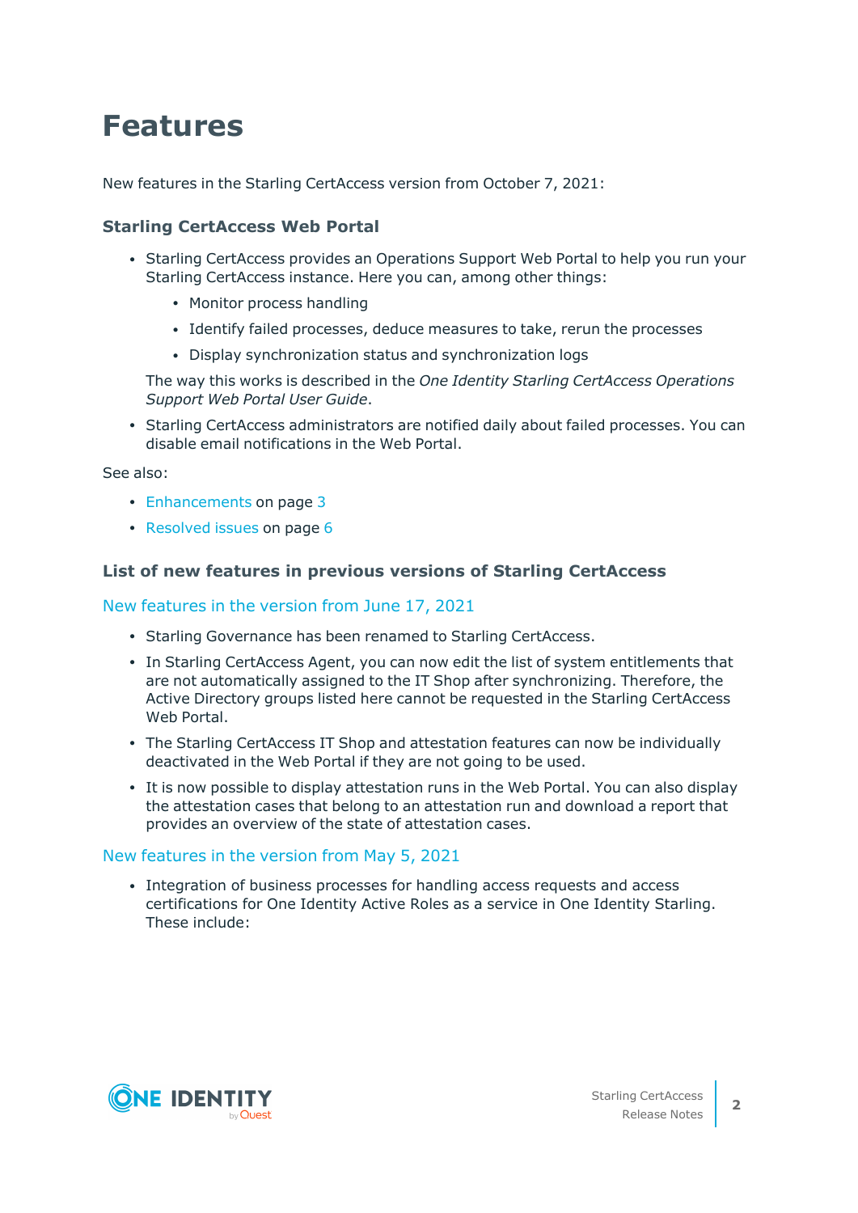# Features

New features in the Starling CertAccess version from October 7, 2021:

### Starling CertAccess Web Portal

- Starling CertAccess provides an Operations Support Web Portal to help you run your Starling CertAccess instance. Here you can, among other things:
    - Monitor process handling
    - Identify failed processes, deduce measures to take, rerun the processes
    - Display synchronization status and synchronization logs

  The way this works is described in the *One Identity Starling CertAccess Operations Support Web Portal User Guide*.
- Starling CertAccess administrators are notified daily about failed processes. You can disable email notifications in the Web Portal.

See also:

- Enhancements on page 3
- Resolved issues on page 6

### List of new features in previous versions of Starling CertAccess

#### New features in the version from June 17, 2021

- Starling Governance has been renamed to Starling CertAccess.
- In Starling CertAccess Agent, you can now edit the list of system entitlements that are not automatically assigned to the IT Shop after synchronizing. Therefore, the Active Directory groups listed here cannot be requested in the Starling CertAccess Web Portal.
- The Starling CertAccess IT Shop and attestation features can now be individually deactivated in the Web Portal if they are not going to be used.
- It is now possible to display attestation runs in the Web Portal. You can also display the attestation cases that belong to an attestation run and download a report that provides an overview of the state of attestation cases.

#### New features in the version from May 5, 2021

- Integration of business processes for handling access requests and access certifications for One Identity Active Roles as a service in One Identity Starling. These include: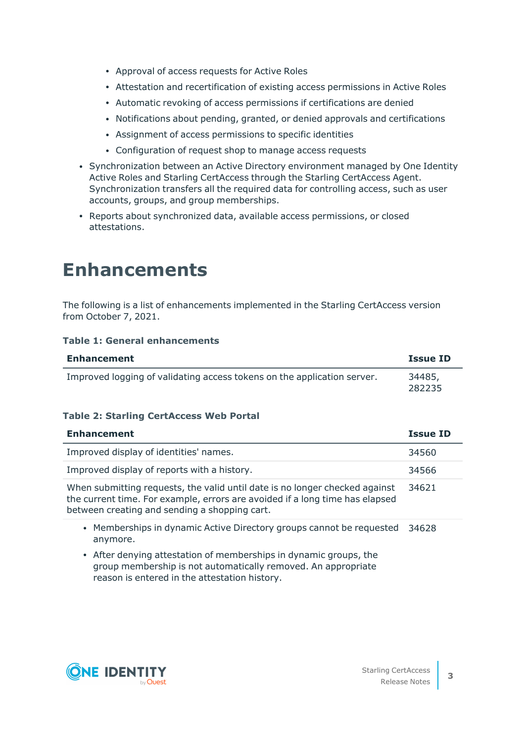- Approval of access requests for Active Roles
    - Attestation and recertification of existing access permissions in Active Roles
    - Automatic revoking of access permissions if certifications are denied
    - Notifications about pending, granted, or denied approvals and certifications
    - Assignment of access permissions to specific identities
    - Configuration of request shop to manage access requests
- Synchronization between an Active Directory environment managed by One Identity Active Roles and Starling CertAccess through the Starling CertAccess Agent. Synchronization transfers all the required data for controlling access, such as user accounts, groups, and group memberships.
- Reports about synchronized data, available access permissions, or closed attestations.

# Enhancements

The following is a list of enhancements implemented in the Starling CertAccess version from October 7, 2021.

**Table 1: General enhancements**

| Enhancement | Issue ID |
|---|---|
| Improved logging of validating access tokens on the application server. | 34485, 282235 |

**Table 2: Starling CertAccess Web Portal**

| Enhancement | Issue ID |
|---|---|
| Improved display of identities' names. | 34560 |
| Improved display of reports with a history. | 34566 |
| When submitting requests, the valid until date is no longer checked against the current time. For example, errors are avoided if a long time has elapsed between creating and sending a shopping cart. | 34621 |
| • Memberships in dynamic Active Directory groups cannot be requested anymore. <br> • After denying attestation of memberships in dynamic groups, the group membership is not automatically removed. An appropriate reason is entered in the attestation history. | 34628 |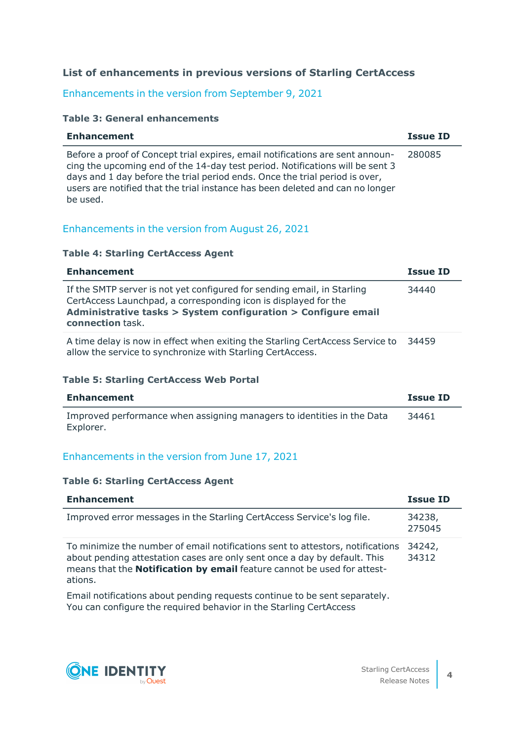### List of enhancements in previous versions of Starling CertAccess

#### Enhancements in the version from September 9, 2021

**Table 3: General enhancements**

| Enhancement | Issue ID |
| --- | --- |
| Before a proof of Concept trial expires, email notifications are sent announcing the upcoming end of the 14-day test period. Notifications will be sent 3 days and 1 day before the trial period ends. Once the trial period is over, users are notified that the trial instance has been deleted and can no longer be used. | 280085 |

#### Enhancements in the version from August 26, 2021

**Table 4: Starling CertAccess Agent**

| Enhancement | Issue ID |
| --- | --- |
| If the SMTP server is not yet configured for sending email, in Starling CertAccess Launchpad, a corresponding icon is displayed for the **Administrative tasks > System configuration > Configure email connection** task. | 34440 |
| A time delay is now in effect when exiting the Starling CertAccess Service to allow the service to synchronize with Starling CertAccess. | 34459 |

**Table 5: Starling CertAccess Web Portal**

| Enhancement | Issue ID |
| --- | --- |
| Improved performance when assigning managers to identities in the Data Explorer. | 34461 |

#### Enhancements in the version from June 17, 2021

**Table 6: Starling CertAccess Agent**

| Enhancement | Issue ID |
| --- | --- |
| Improved error messages in the Starling CertAccess Service's log file. | 34238, 275045 |
| To minimize the number of email notifications sent to attestors, notifications about pending attestation cases are only sent once a day by default. This means that the **Notification by email** feature cannot be used for attestations.<br><br>Email notifications about pending requests continue to be sent separately. You can configure the required behavior in the Starling CertAccess | 34242, 34312 |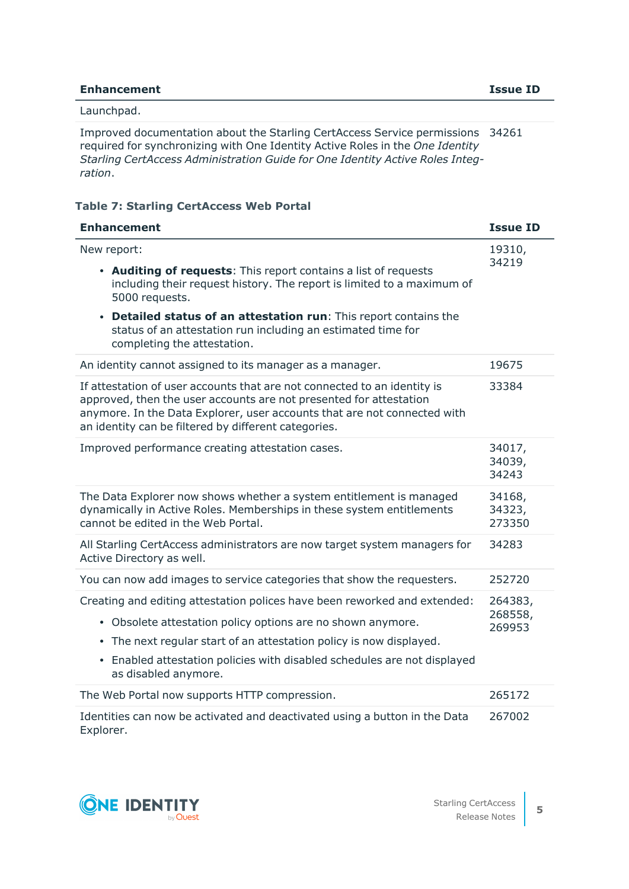| Enhancement | Issue ID |
| --- | --- |
| Launchpad. | |
| Improved documentation about the Starling CertAccess Service permissions required for synchronizing with One Identity Active Roles in the *One Identity Starling CertAccess Administration Guide for One Identity Active Roles Integration*. | 34261 |

**Table 7: Starling CertAccess Web Portal**

| Enhancement | Issue ID |
| --- | --- |
| New report:<br>• **Auditing of requests**: This report contains a list of requests including their request history. The report is limited to a maximum of 5000 requests.<br>• **Detailed status of an attestation run**: This report contains the status of an attestation run including an estimated time for completing the attestation. | 19310, 34219 |
| An identity cannot assigned to its manager as a manager. | 19675 |
| If attestation of user accounts that are not connected to an identity is approved, then the user accounts are not presented for attestation anymore. In the Data Explorer, user accounts that are not connected with an identity can be filtered by different categories. | 33384 |
| Improved performance creating attestation cases. | 34017, 34039, 34243 |
| The Data Explorer now shows whether a system entitlement is managed dynamically in Active Roles. Memberships in these system entitlements cannot be edited in the Web Portal. | 34168, 34323, 273350 |
| All Starling CertAccess administrators are now target system managers for Active Directory as well. | 34283 |
| You can now add images to service categories that show the requesters. | 252720 |
| Creating and editing attestation polices have been reworked and extended:<br>• Obsolete attestation policy options are no shown anymore.<br>• The next regular start of an attestation policy is now displayed.<br>• Enabled attestation policies with disabled schedules are not displayed as disabled anymore. | 264383, 268558, 269953 |
| The Web Portal now supports HTTP compression. | 265172 |
| Identities can now be activated and deactivated using a button in the Data Explorer. | 267002 |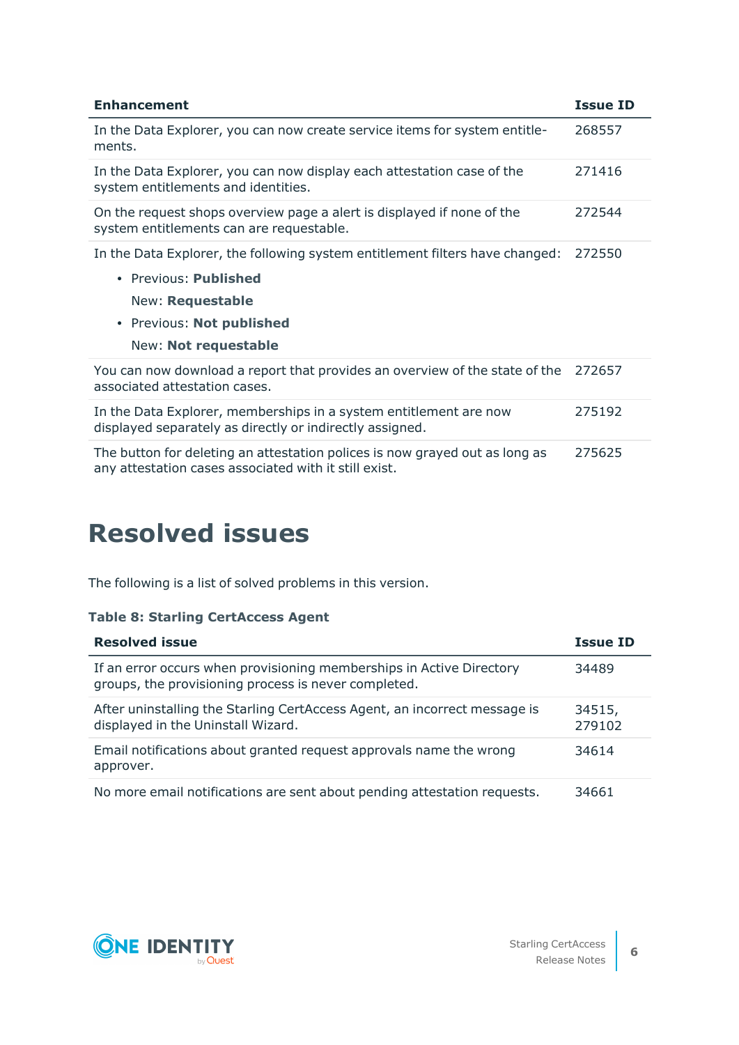| Enhancement | Issue ID |
| --- | --- |
| In the Data Explorer, you can now create service items for system entitlements. | 268557 |
| In the Data Explorer, you can now display each attestation case of the system entitlements and identities. | 271416 |
| On the request shops overview page a alert is displayed if none of the system entitlements can are requestable. | 272544 |
| In the Data Explorer, the following system entitlement filters have changed:<br>• Previous: **Published**<br>New: **Requestable**<br>• Previous: **Not published**<br>New: **Not requestable** | 272550 |
| You can now download a report that provides an overview of the state of the associated attestation cases. | 272657 |
| In the Data Explorer, memberships in a system entitlement are now displayed separately as directly or indirectly assigned. | 275192 |
| The button for deleting an attestation polices is now grayed out as long as any attestation cases associated with it still exist. | 275625 |

# Resolved issues

The following is a list of solved problems in this version.

**Table 8: Starling CertAccess Agent**

| Resolved issue | Issue ID |
| --- | --- |
| If an error occurs when provisioning memberships in Active Directory groups, the provisioning process is never completed. | 34489 |
| After uninstalling the Starling CertAccess Agent, an incorrect message is displayed in the Uninstall Wizard. | 34515, 279102 |
| Email notifications about granted request approvals name the wrong approver. | 34614 |
| No more email notifications are sent about pending attestation requests. | 34661 |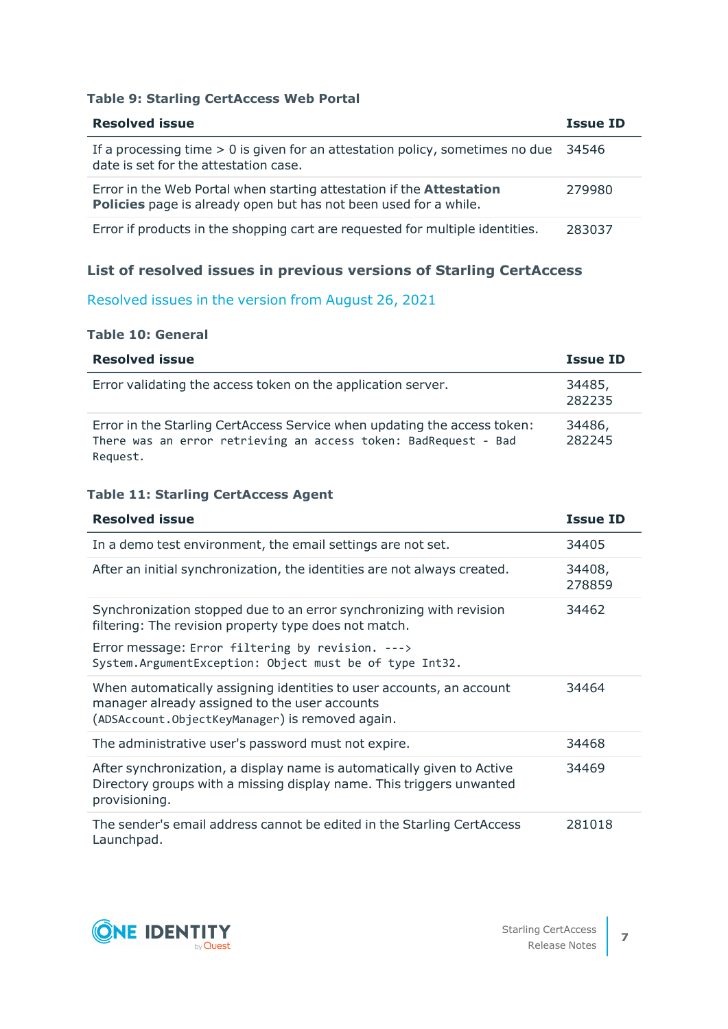**Table 9: Starling CertAccess Web Portal**

| Resolved issue | Issue ID |
|---|---|
| If a processing time > 0 is given for an attestation policy, sometimes no due date is set for the attestation case. | 34546 |
| Error in the Web Portal when starting attestation if the **Attestation Policies** page is already open but has not been used for a while. | 279980 |
| Error if products in the shopping cart are requested for multiple identities. | 283037 |

### List of resolved issues in previous versions of Starling CertAccess

Resolved issues in the version from August 26, 2021

**Table 10: General**

| Resolved issue | Issue ID |
|---|---|
| Error validating the access token on the application server. | 34485, 282235 |
| Error in the Starling CertAccess Service when updating the access token: `There was an error retrieving an access token: BadRequest - Bad Request.` | 34486, 282245 |

**Table 11: Starling CertAccess Agent**

| Resolved issue | Issue ID |
|---|---|
| In a demo test environment, the email settings are not set. | 34405 |
| After an initial synchronization, the identities are not always created. | 34408, 278859 |
| Synchronization stopped due to an error synchronizing with revision filtering: The revision property type does not match. Error message: `Error filtering by revision. ---> System.ArgumentException: Object must be of type Int32.` | 34462 |
| When automatically assigning identities to user accounts, an account manager already assigned to the user accounts (`ADSAccount.ObjectKeyManager`) is removed again. | 34464 |
| The administrative user's password must not expire. | 34468 |
| After synchronization, a display name is automatically given to Active Directory groups with a missing display name. This triggers unwanted provisioning. | 34469 |
| The sender's email address cannot be edited in the Starling CertAccess Launchpad. | 281018 |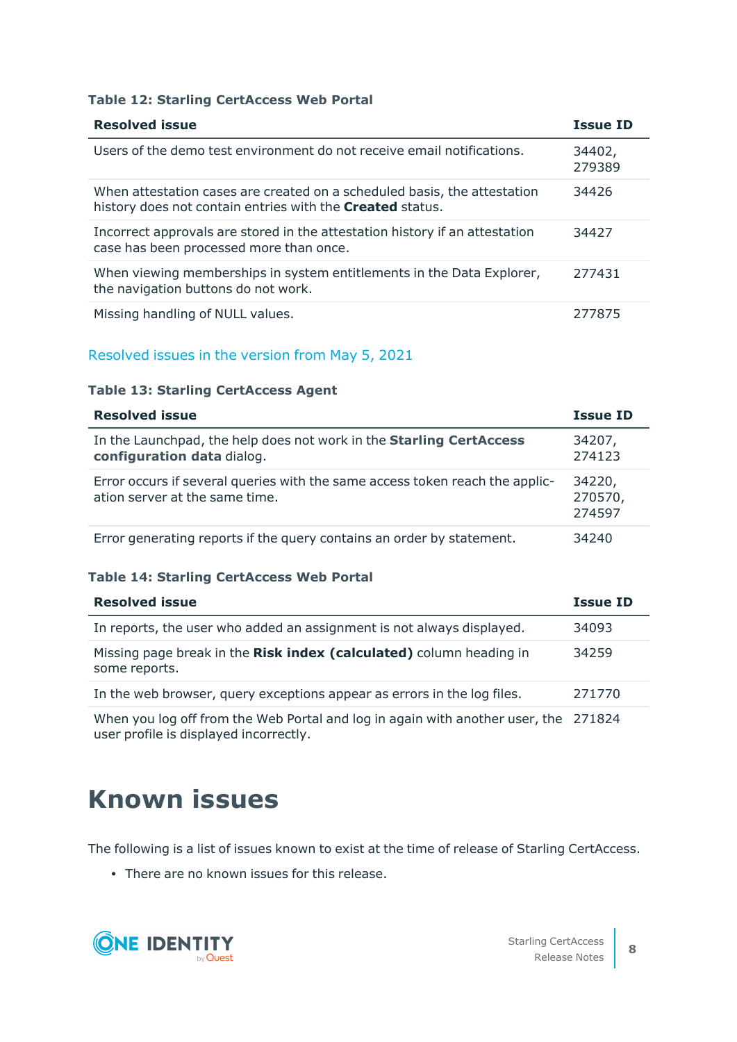**Table 12: Starling CertAccess Web Portal**

| Resolved issue | Issue ID |
|---|---|
| Users of the demo test environment do not receive email notifications. | 34402, 279389 |
| When attestation cases are created on a scheduled basis, the attestation history does not contain entries with the **Created** status. | 34426 |
| Incorrect approvals are stored in the attestation history if an attestation case has been processed more than once. | 34427 |
| When viewing memberships in system entitlements in the Data Explorer, the navigation buttons do not work. | 277431 |
| Missing handling of NULL values. | 277875 |

### Resolved issues in the version from May 5, 2021

**Table 13: Starling CertAccess Agent**

| Resolved issue | Issue ID |
|---|---|
| In the Launchpad, the help does not work in the **Starling CertAccess configuration data** dialog. | 34207, 274123 |
| Error occurs if several queries with the same access token reach the application server at the same time. | 34220, 270570, 274597 |
| Error generating reports if the query contains an order by statement. | 34240 |

**Table 14: Starling CertAccess Web Portal**

| Resolved issue | Issue ID |
|---|---|
| In reports, the user who added an assignment is not always displayed. | 34093 |
| Missing page break in the **Risk index (calculated)** column heading in some reports. | 34259 |
| In the web browser, query exceptions appear as errors in the log files. | 271770 |
| When you log off from the Web Portal and log in again with another user, the user profile is displayed incorrectly. | 271824 |

# Known issues

The following is a list of issues known to exist at the time of release of Starling CertAccess.

- There are no known issues for this release.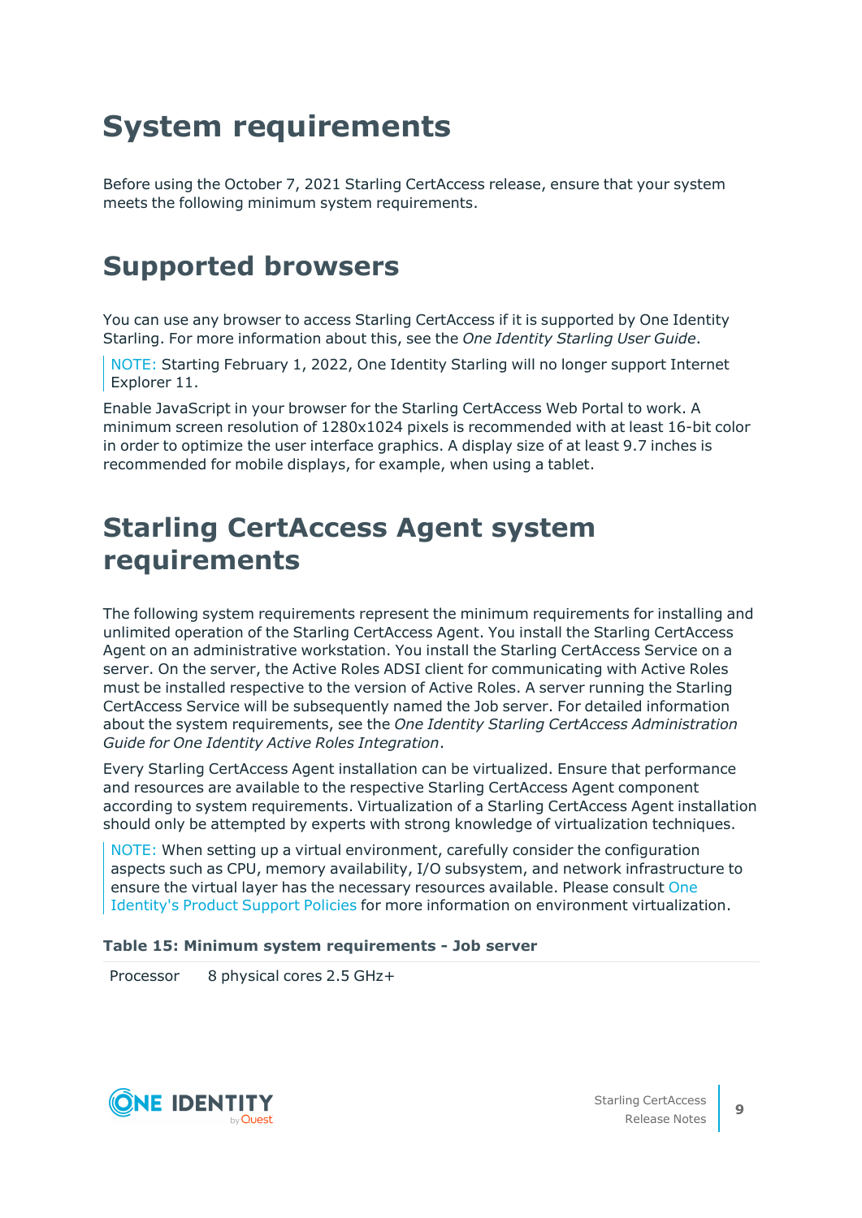# System requirements

Before using the October 7, 2021 Starling CertAccess release, ensure that your system meets the following minimum system requirements.

# Supported browsers

You can use any browser to access Starling CertAccess if it is supported by One Identity Starling. For more information about this, see the *One Identity Starling User Guide*.

> NOTE: Starting February 1, 2022, One Identity Starling will no longer support Internet Explorer 11.

Enable JavaScript in your browser for the Starling CertAccess Web Portal to work. A minimum screen resolution of 1280x1024 pixels is recommended with at least 16-bit color in order to optimize the user interface graphics. A display size of at least 9.7 inches is recommended for mobile displays, for example, when using a tablet.

# Starling CertAccess Agent system requirements

The following system requirements represent the minimum requirements for installing and unlimited operation of the Starling CertAccess Agent. You install the Starling CertAccess Agent on an administrative workstation. You install the Starling CertAccess Service on a server. On the server, the Active Roles ADSI client for communicating with Active Roles must be installed respective to the version of Active Roles. A server running the Starling CertAccess Service will be subsequently named the Job server. For detailed information about the system requirements, see the *One Identity Starling CertAccess Administration Guide for One Identity Active Roles Integration*.

Every Starling CertAccess Agent installation can be virtualized. Ensure that performance and resources are available to the respective Starling CertAccess Agent component according to system requirements. Virtualization of a Starling CertAccess Agent installation should only be attempted by experts with strong knowledge of virtualization techniques.

> NOTE: When setting up a virtual environment, carefully consider the configuration aspects such as CPU, memory availability, I/O subsystem, and network infrastructure to ensure the virtual layer has the necessary resources available. Please consult One Identity's Product Support Policies for more information on environment virtualization.

**Table 15: Minimum system requirements - Job server**

| | |
|---|---|
| Processor | 8 physical cores 2.5 GHz+ |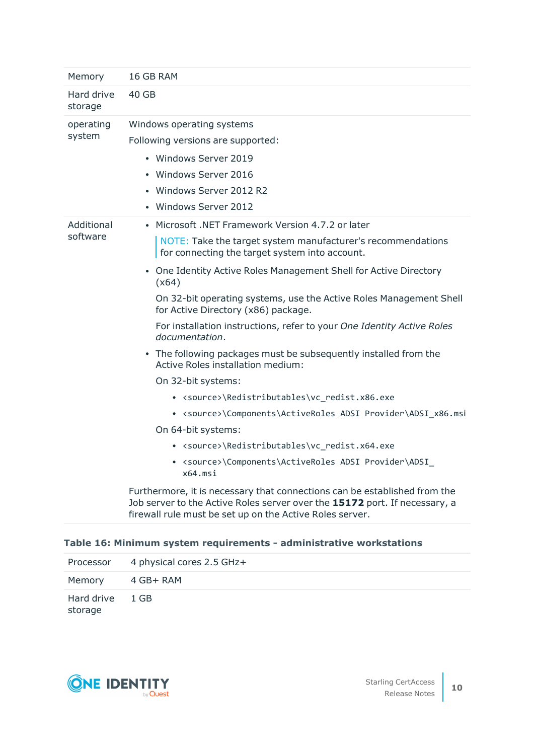| | |
|---|---|
| Memory | 16 GB RAM |
| Hard drive storage | 40 GB |
| operating system | Windows operating systems<br>Following versions are supported:<br>• Windows Server 2019<br>• Windows Server 2016<br>• Windows Server 2012 R2<br>• Windows Server 2012 |
| Additional software | • Microsoft .NET Framework Version 4.7.2 or later<br>NOTE: Take the target system manufacturer's recommendations for connecting the target system into account.<br>• One Identity Active Roles Management Shell for Active Directory (x64)<br>On 32-bit operating systems, use the Active Roles Management Shell for Active Directory (x86) package.<br>For installation instructions, refer to your *One Identity Active Roles documentation*.<br>• The following packages must be subsequently installed from the Active Roles installation medium:<br>On 32-bit systems:<br>• `<source>\Redistributables\vc_redist.x86.exe`<br>• `<source>\Components\ActiveRoles ADSI Provider\ADSI_x86.msi`<br>On 64-bit systems:<br>• `<source>\Redistributables\vc_redist.x64.exe`<br>• `<source>\Components\ActiveRoles ADSI Provider\ADSI_x64.msi`<br>Furthermore, it is necessary that connections can be established from the Job server to the Active Roles server over the **15172** port. If necessary, a firewall rule must be set up on the Active Roles server. |

**Table 16: Minimum system requirements - administrative workstations**

| | |
|---|---|
| Processor | 4 physical cores 2.5 GHz+ |
| Memory | 4 GB+ RAM |
| Hard drive storage | 1 GB |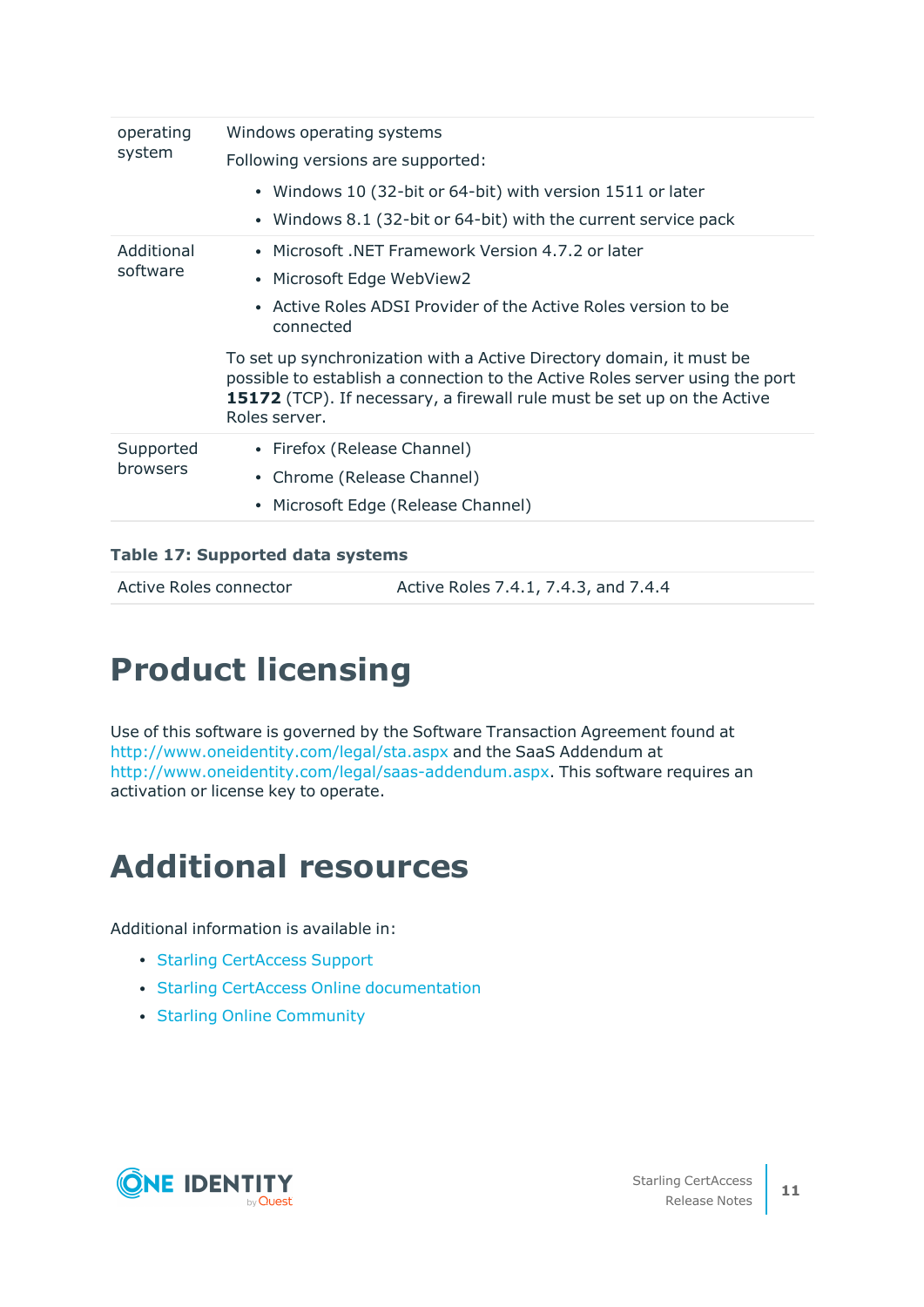| | |
|---|---|
| operating system | Windows operating systems<br><br>Following versions are supported:<br><br>• Windows 10 (32-bit or 64-bit) with version 1511 or later<br>• Windows 8.1 (32-bit or 64-bit) with the current service pack |
| Additional software | • Microsoft .NET Framework Version 4.7.2 or later<br>• Microsoft Edge WebView2<br>• Active Roles ADSI Provider of the Active Roles version to be connected<br><br>To set up synchronization with a Active Directory domain, it must be possible to establish a connection to the Active Roles server using the port **15172** (TCP). If necessary, a firewall rule must be set up on the Active Roles server. |
| Supported browsers | • Firefox (Release Channel)<br>• Chrome (Release Channel)<br>• Microsoft Edge (Release Channel) |

**Table 17: Supported data systems**

| | |
|---|---|
| Active Roles connector | Active Roles 7.4.1, 7.4.3, and 7.4.4 |

# Product licensing

Use of this software is governed by the Software Transaction Agreement found at http://www.oneidentity.com/legal/sta.aspx and the SaaS Addendum at http://www.oneidentity.com/legal/saas-addendum.aspx. This software requires an activation or license key to operate.

# Additional resources

Additional information is available in:

- Starling CertAccess Support
- Starling CertAccess Online documentation
- Starling Online Community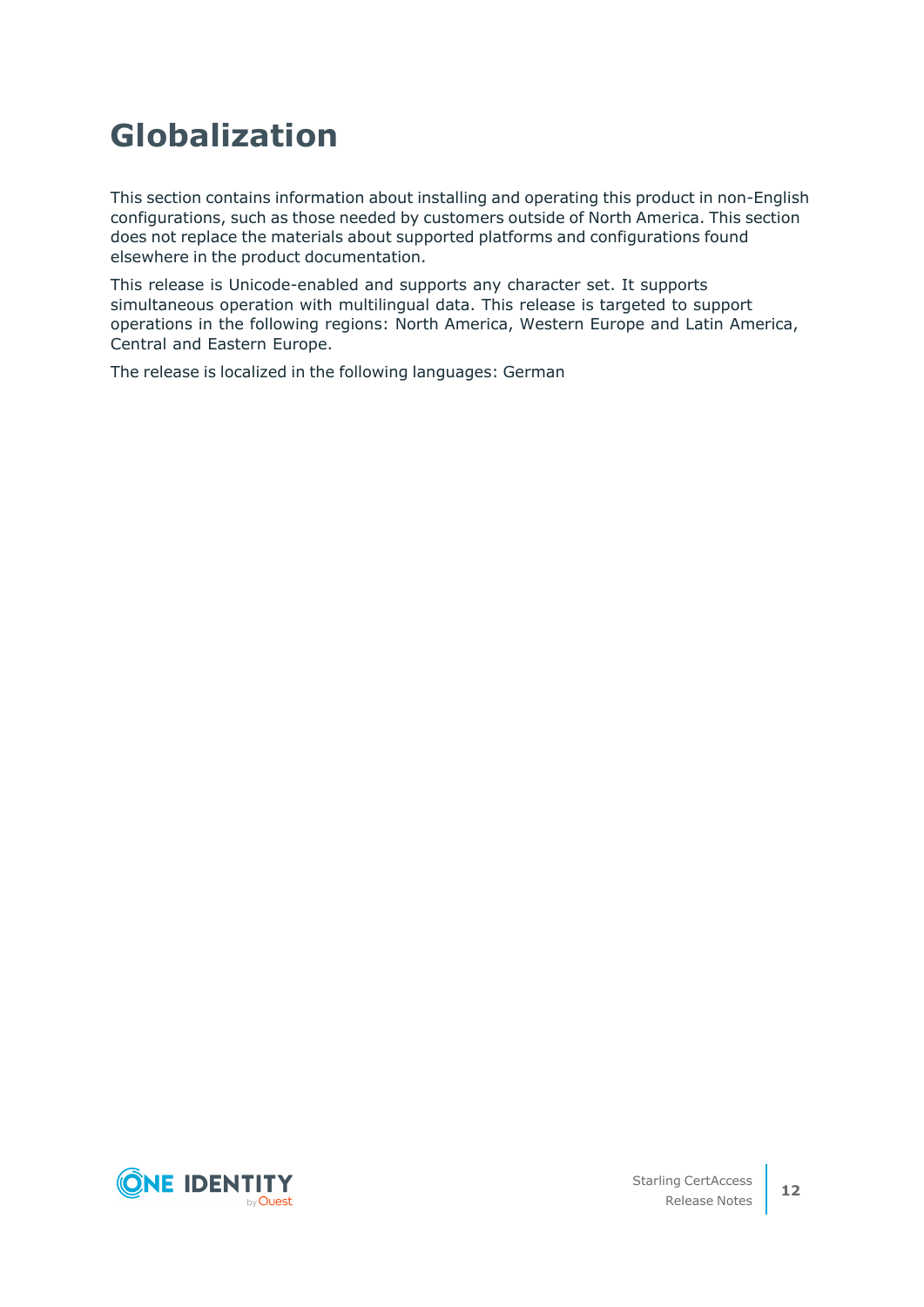# Globalization

This section contains information about installing and operating this product in non-English configurations, such as those needed by customers outside of North America. This section does not replace the materials about supported platforms and configurations found elsewhere in the product documentation.

This release is Unicode-enabled and supports any character set. It supports simultaneous operation with multilingual data. This release is targeted to support operations in the following regions: North America, Western Europe and Latin America, Central and Eastern Europe.

The release is localized in the following languages: German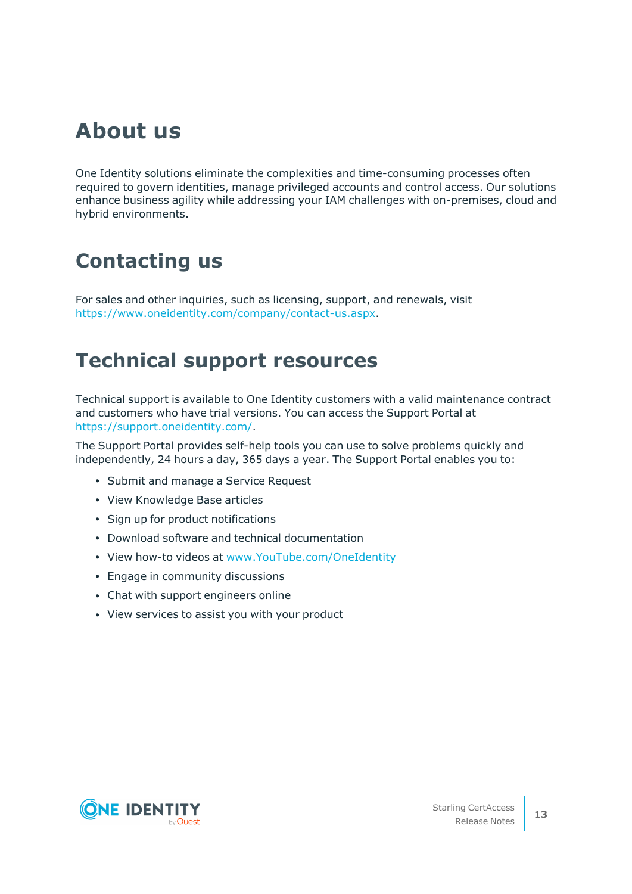# About us

One Identity solutions eliminate the complexities and time-consuming processes often required to govern identities, manage privileged accounts and control access. Our solutions enhance business agility while addressing your IAM challenges with on-premises, cloud and hybrid environments.

# Contacting us

For sales and other inquiries, such as licensing, support, and renewals, visit https://www.oneidentity.com/company/contact-us.aspx.

# Technical support resources

Technical support is available to One Identity customers with a valid maintenance contract and customers who have trial versions. You can access the Support Portal at https://support.oneidentity.com/.

The Support Portal provides self-help tools you can use to solve problems quickly and independently, 24 hours a day, 365 days a year. The Support Portal enables you to:

- Submit and manage a Service Request
- View Knowledge Base articles
- Sign up for product notifications
- Download software and technical documentation
- View how-to videos at www.YouTube.com/OneIdentity
- Engage in community discussions
- Chat with support engineers online
- View services to assist you with your product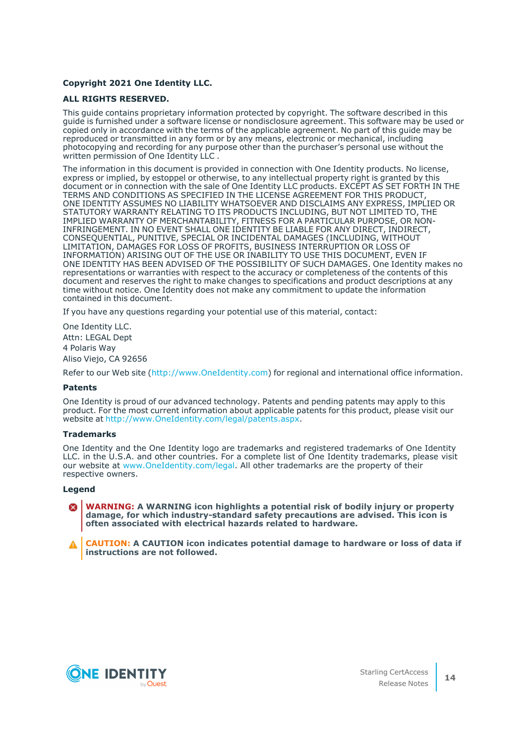**Copyright 2021 One Identity LLC.**

**ALL RIGHTS RESERVED.**

This guide contains proprietary information protected by copyright. The software described in this guide is furnished under a software license or nondisclosure agreement. This software may be used or copied only in accordance with the terms of the applicable agreement. No part of this guide may be reproduced or transmitted in any form or by any means, electronic or mechanical, including photocopying and recording for any purpose other than the purchaser's personal use without the written permission of One Identity LLC .

The information in this document is provided in connection with One Identity products. No license, express or implied, by estoppel or otherwise, to any intellectual property right is granted by this document or in connection with the sale of One Identity LLC products. EXCEPT AS SET FORTH IN THE TERMS AND CONDITIONS AS SPECIFIED IN THE LICENSE AGREEMENT FOR THIS PRODUCT, ONE IDENTITY ASSUMES NO LIABILITY WHATSOEVER AND DISCLAIMS ANY EXPRESS, IMPLIED OR STATUTORY WARRANTY RELATING TO ITS PRODUCTS INCLUDING, BUT NOT LIMITED TO, THE IMPLIED WARRANTY OF MERCHANTABILITY, FITNESS FOR A PARTICULAR PURPOSE, OR NON-INFRINGEMENT. IN NO EVENT SHALL ONE IDENTITY BE LIABLE FOR ANY DIRECT, INDIRECT, CONSEQUENTIAL, PUNITIVE, SPECIAL OR INCIDENTAL DAMAGES (INCLUDING, WITHOUT LIMITATION, DAMAGES FOR LOSS OF PROFITS, BUSINESS INTERRUPTION OR LOSS OF INFORMATION) ARISING OUT OF THE USE OR INABILITY TO USE THIS DOCUMENT, EVEN IF ONE IDENTITY HAS BEEN ADVISED OF THE POSSIBILITY OF SUCH DAMAGES. One Identity makes no representations or warranties with respect to the accuracy or completeness of the contents of this document and reserves the right to make changes to specifications and product descriptions at any time without notice. One Identity does not make any commitment to update the information contained in this document.

If you have any questions regarding your potential use of this material, contact:

One Identity LLC.
Attn: LEGAL Dept
4 Polaris Way
Aliso Viejo, CA 92656

Refer to our Web site (http://www.OneIdentity.com) for regional and international office information.

**Patents**

One Identity is proud of our advanced technology. Patents and pending patents may apply to this product. For the most current information about applicable patents for this product, please visit our website at http://www.OneIdentity.com/legal/patents.aspx.

**Trademarks**

One Identity and the One Identity logo are trademarks and registered trademarks of One Identity LLC. in the U.S.A. and other countries. For a complete list of One Identity trademarks, please visit our website at www.OneIdentity.com/legal. All other trademarks are the property of their respective owners.

**Legend**

**WARNING: A WARNING icon highlights a potential risk of bodily injury or property damage, for which industry-standard safety precautions are advised. This icon is often associated with electrical hazards related to hardware.**

**CAUTION: A CAUTION icon indicates potential damage to hardware or loss of data if instructions are not followed.**